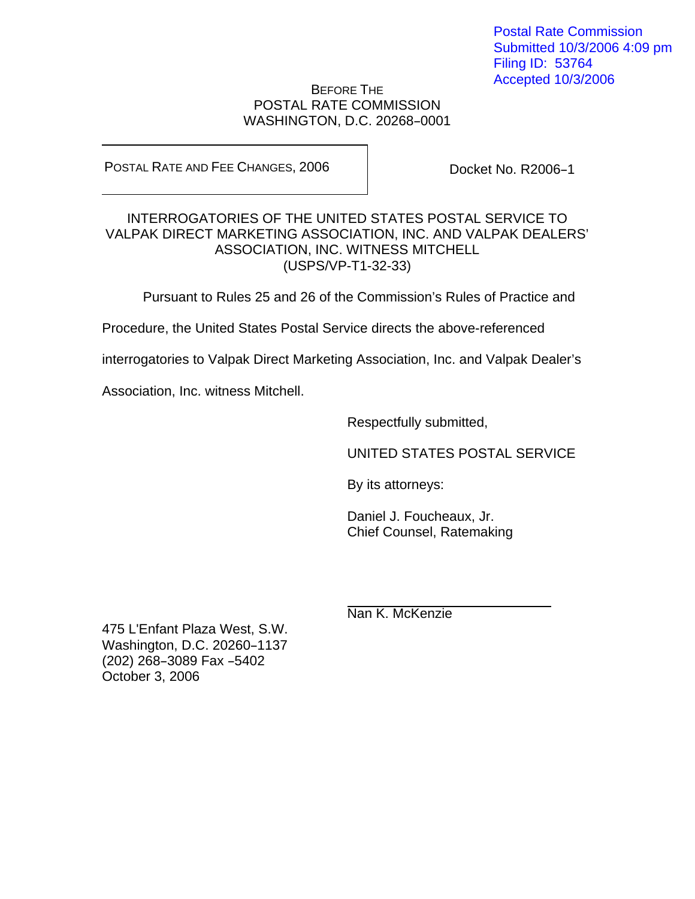Postal Rate Commission
Submitted 10/3/2006 4:09 pm
Filing ID: 53764
Accepted 10/3/2006

BEFORE THE
POSTAL RATE COMMISSION
WASHINGTON, D.C. 20268–0001

POSTAL RATE AND FEE CHANGES, 2006

Docket No. R2006–1

INTERROGATORIES OF THE UNITED STATES POSTAL SERVICE TO VALPAK DIRECT MARKETING ASSOCIATION, INC. AND VALPAK DEALERS' ASSOCIATION, INC. WITNESS MITCHELL
(USPS/VP-T1-32-33)

Pursuant to Rules 25 and 26 of the Commission's Rules of Practice and Procedure, the United States Postal Service directs the above-referenced interrogatories to Valpak Direct Marketing Association, Inc. and Valpak Dealer's Association, Inc. witness Mitchell.

Respectfully submitted,

UNITED STATES POSTAL SERVICE

By its attorneys:

Daniel J. Foucheaux, Jr.
Chief Counsel, Ratemaking

Nan K. McKenzie

475 L'Enfant Plaza West, S.W.
Washington, D.C. 20260–1137
(202) 268–3089 Fax –5402
October 3, 2006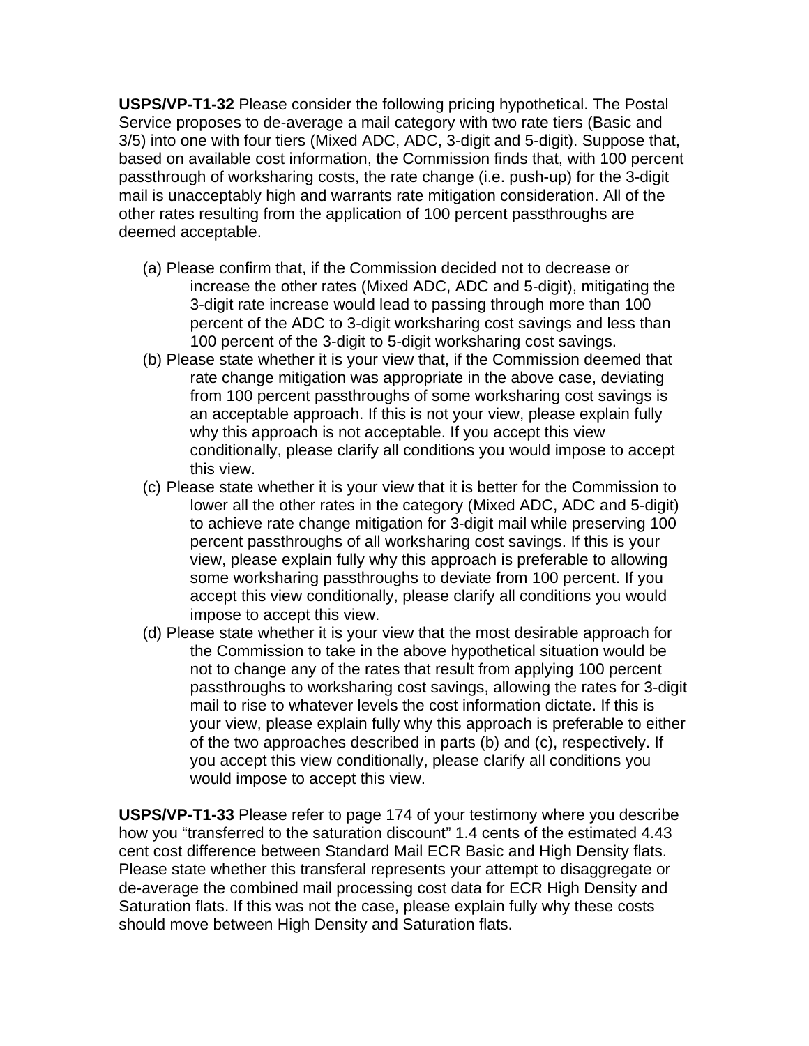**USPS/VP-T1-32** Please consider the following pricing hypothetical. The Postal Service proposes to de-average a mail category with two rate tiers (Basic and 3/5) into one with four tiers (Mixed ADC, ADC, 3-digit and 5-digit). Suppose that, based on available cost information, the Commission finds that, with 100 percent passthrough of worksharing costs, the rate change (i.e. push-up) for the 3-digit mail is unacceptably high and warrants rate mitigation consideration. All of the other rates resulting from the application of 100 percent passthroughs are deemed acceptable.

(a) Please confirm that, if the Commission decided not to decrease or increase the other rates (Mixed ADC, ADC and 5-digit), mitigating the 3-digit rate increase would lead to passing through more than 100 percent of the ADC to 3-digit worksharing cost savings and less than 100 percent of the 3-digit to 5-digit worksharing cost savings.

(b) Please state whether it is your view that, if the Commission deemed that rate change mitigation was appropriate in the above case, deviating from 100 percent passthroughs of some worksharing cost savings is an acceptable approach. If this is not your view, please explain fully why this approach is not acceptable. If you accept this view conditionally, please clarify all conditions you would impose to accept this view.

(c) Please state whether it is your view that it is better for the Commission to lower all the other rates in the category (Mixed ADC, ADC and 5-digit) to achieve rate change mitigation for 3-digit mail while preserving 100 percent passthroughs of all worksharing cost savings. If this is your view, please explain fully why this approach is preferable to allowing some worksharing passthroughs to deviate from 100 percent. If you accept this view conditionally, please clarify all conditions you would impose to accept this view.

(d) Please state whether it is your view that the most desirable approach for the Commission to take in the above hypothetical situation would be not to change any of the rates that result from applying 100 percent passthroughs to worksharing cost savings, allowing the rates for 3-digit mail to rise to whatever levels the cost information dictate. If this is your view, please explain fully why this approach is preferable to either of the two approaches described in parts (b) and (c), respectively. If you accept this view conditionally, please clarify all conditions you would impose to accept this view.

**USPS/VP-T1-33** Please refer to page 174 of your testimony where you describe how you "transferred to the saturation discount" 1.4 cents of the estimated 4.43 cent cost difference between Standard Mail ECR Basic and High Density flats. Please state whether this transferal represents your attempt to disaggregate or de-average the combined mail processing cost data for ECR High Density and Saturation flats. If this was not the case, please explain fully why these costs should move between High Density and Saturation flats.